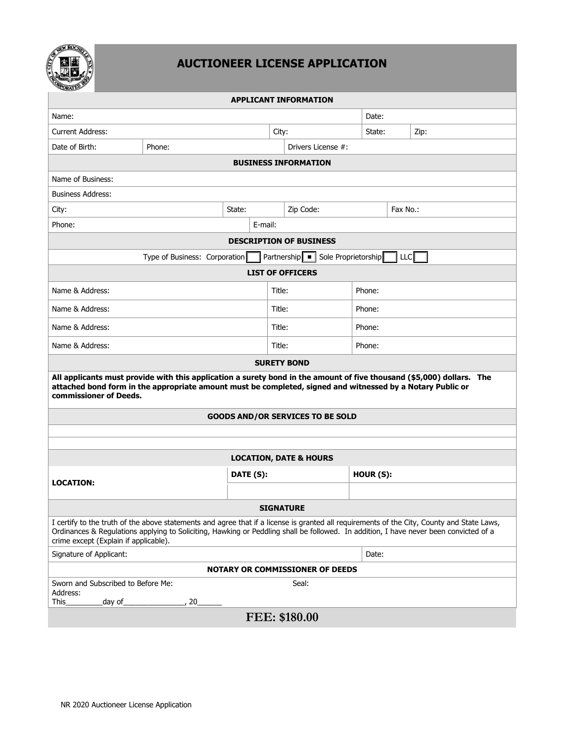# AUCTIONEER LICENSE APPLICATION

## APPLICANT INFORMATION

| | | | | |
|---|---|---|---|---|
| Name: | | | Date: | |
| Current Address: | | City: | State: | Zip: |
| Date of Birth: | Phone: | Drivers License #: | | |

## BUSINESS INFORMATION

| | | | |
|---|---|---|---|
| Name of Business: | | | |
| Business Address: | | | |
| City: | State: | Zip Code: | Fax No.: |
| Phone: | E-mail: | | |

## DESCRIPTION OF BUSINESS

Type of Business: Corporation ☐ Partnership ■ Sole Proprietorship ☐ LLC ☐

## LIST OF OFFICERS

| Name & Address: | Title: | Phone: |
|---|---|---|
| Name & Address: | Title: | Phone: |
| Name & Address: | Title: | Phone: |
| Name & Address: | Title: | Phone: |

## SURETY BOND

**All applicants must provide with this application a surety bond in the amount of five thousand ($5,000) dollars. The attached bond form in the appropriate amount must be completed, signed and witnessed by a Notary Public or commissioner of Deeds.**

## GOODS AND/OR SERVICES TO BE SOLD

## LOCATION, DATE & HOURS

| **LOCATION:** | **DATE (S):** | **HOUR (S):** |
|---|---|---|
| | | |

## SIGNATURE

I certify to the truth of the above statements and agree that if a license is granted all requirements of the City, County and State Laws, Ordinances & Regulations applying to Soliciting, Hawking or Peddling shall be followed. In addition, I have never been convicted of a crime except (Explain if applicable).

| | |
|---|---|
| Signature of Applicant: | Date: |

## NOTARY OR COMMISSIONER OF DEEDS

Sworn and Subscribed to Before Me: Seal:
Address:
This_________day of_______________, 20______

**FEE: $180.00**

NR 2020 Auctioneer License Application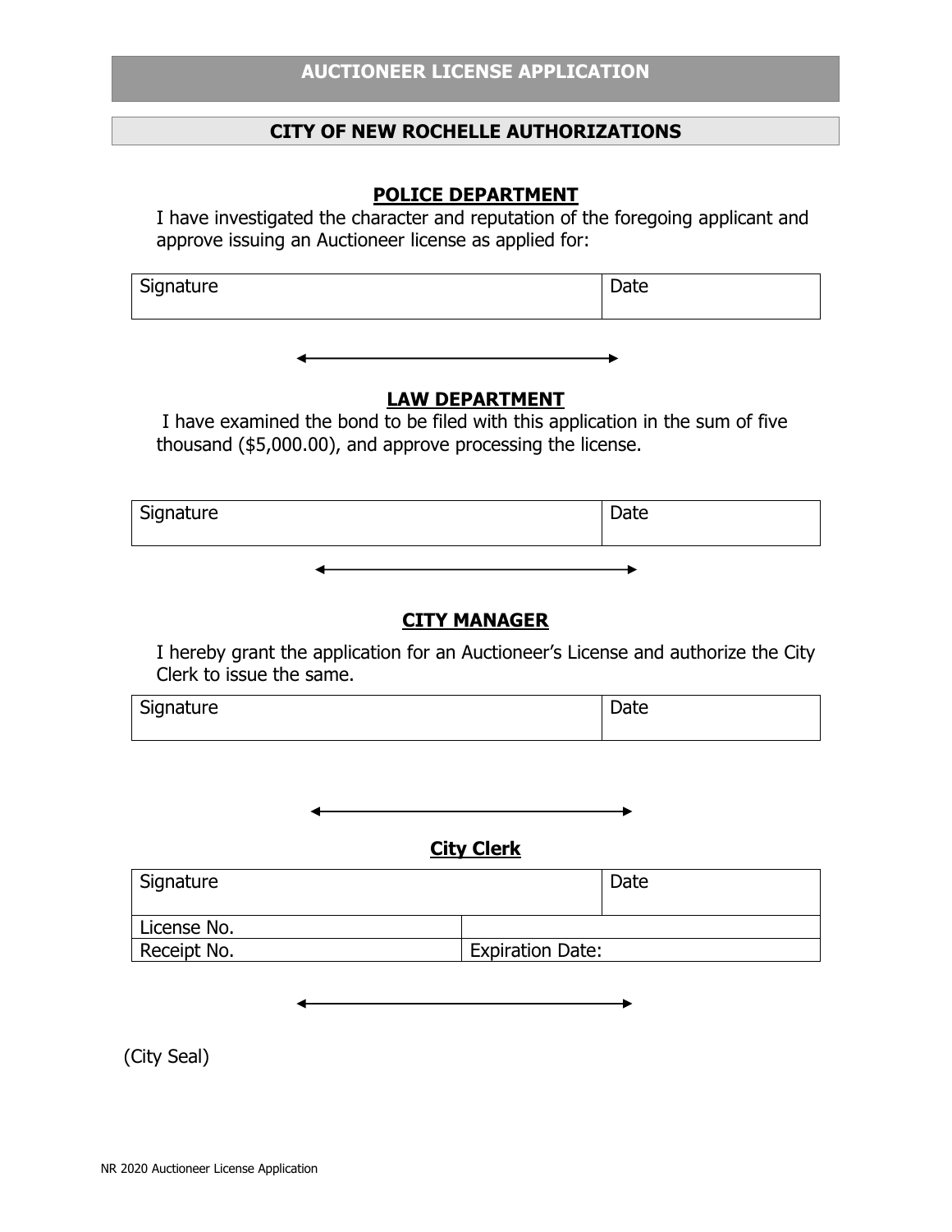# AUCTIONEER LICENSE APPLICATION

## CITY OF NEW ROCHELLE AUTHORIZATIONS

### POLICE DEPARTMENT

I have investigated the character and reputation of the foregoing applicant and approve issuing an Auctioneer license as applied for:

| Signature | Date |
|---|---|
| | |

### LAW DEPARTMENT

I have examined the bond to be filed with this application in the sum of five thousand ($5,000.00), and approve processing the license.

| Signature | Date |
|---|---|
| | |

### CITY MANAGER

I hereby grant the application for an Auctioneer's License and authorize the City Clerk to issue the same.

| Signature | Date |
|---|---|
| | |

### City Clerk

| Signature | | Date |
|---|---|---|
| License No. | | |
| Receipt No. | Expiration Date: | |

(City Seal)

NR 2020 Auctioneer License Application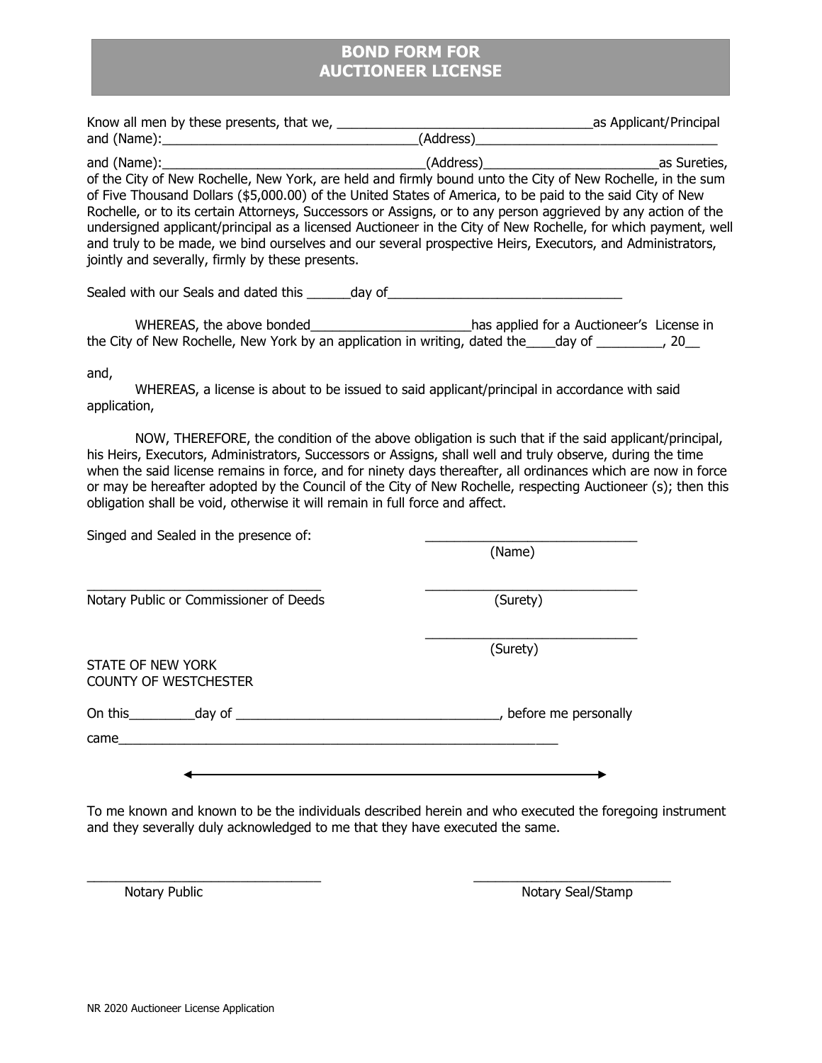# BOND FORM FOR AUCTIONEER LICENSE

Know all men by these presents, that we, ___________________________________as Applicant/Principal and (Name):___________________________________(Address)_________________________________

and (Name):____________________________________(Address)________________________as Sureties, of the City of New Rochelle, New York, are held and firmly bound unto the City of New Rochelle, in the sum of Five Thousand Dollars ($5,000.00) of the United States of America, to be paid to the said City of New Rochelle, or to its certain Attorneys, Successors or Assigns, or to any person aggrieved by any action of the undersigned applicant/principal as a licensed Auctioneer in the City of New Rochelle, for which payment, well and truly to be made, we bind ourselves and our several prospective Heirs, Executors, and Administrators, jointly and severally, firmly by these presents.

Sealed with our Seals and dated this ______day of________________________________

WHEREAS, the above bonded______________________has applied for a Auctioneer's License in the City of New Rochelle, New York by an application in writing, dated the____day of _________, 20__

and,

WHEREAS, a license is about to be issued to said applicant/principal in accordance with said application,

NOW, THEREFORE, the condition of the above obligation is such that if the said applicant/principal, his Heirs, Executors, Administrators, Successors or Assigns, shall well and truly observe, during the time when the said license remains in force, and for ninety days thereafter, all ordinances which are now in force or may be hereafter adopted by the Council of the City of New Rochelle, respecting Auctioneer (s); then this obligation shall be void, otherwise it will remain in full force and affect.

Singed and Sealed in the presence of:

_____________________________
(Name)

_________________________________
Notary Public or Commissioner of Deeds

_____________________________
(Surety)

_____________________________
(Surety)

STATE OF NEW YORK
COUNTY OF WESTCHESTER

On this_________day of ____________________________________, before me personally

came______________________________________________________________

To me known and known to be the individuals described herein and who executed the foregoing instrument and they severally duly acknowledged to me that they have executed the same.

_________________________________
Notary Public

___________________________
Notary Seal/Stamp

NR 2020 Auctioneer License Application